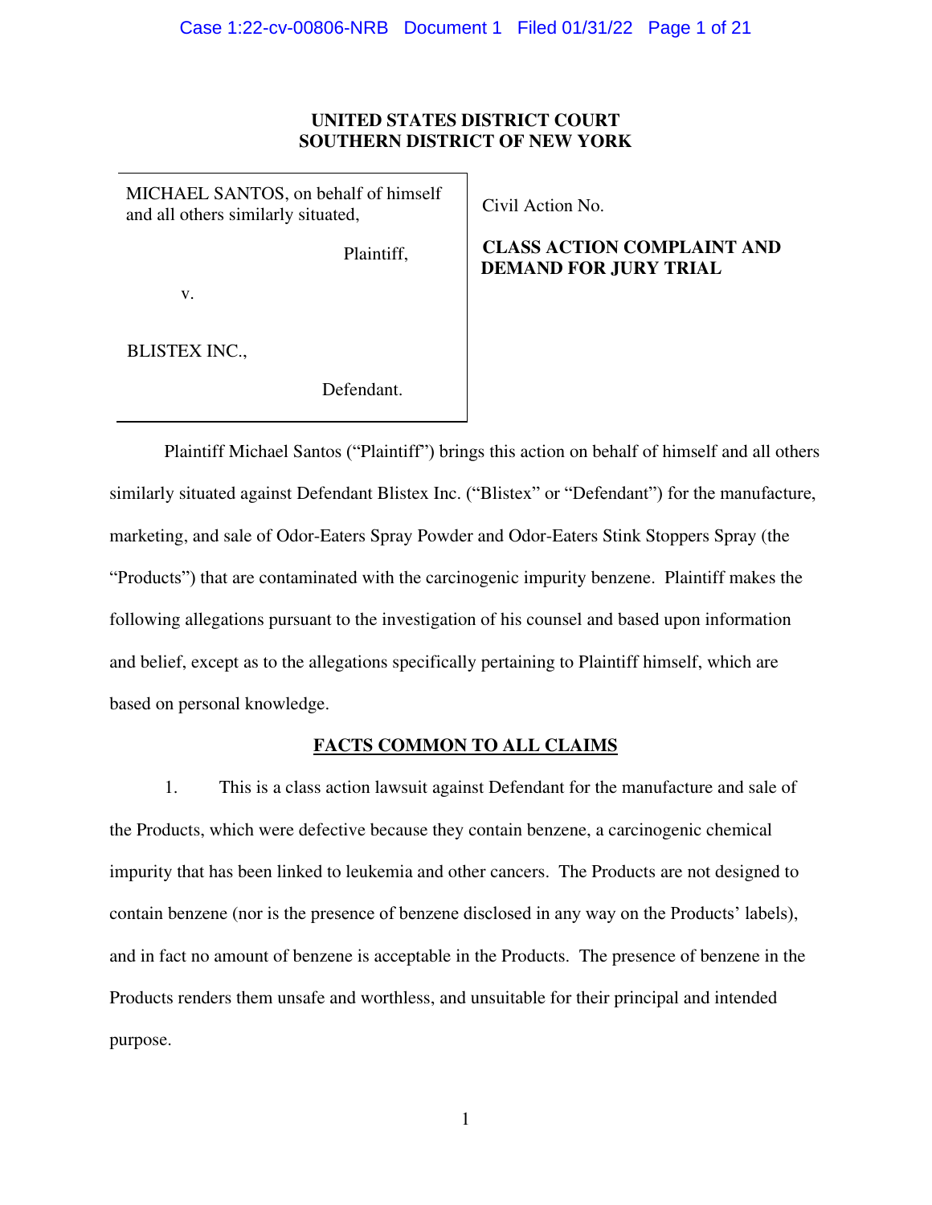**UNITED STATES DISTRICT COURT**
**SOUTHERN DISTRICT OF NEW YORK**

| | |
|---|---|
| MICHAEL SANTOS, on behalf of himself and all others similarly situated,<br><br>Plaintiff,<br><br>v.<br><br>BLISTEX INC.,<br><br>Defendant. | Civil Action No.<br><br>**CLASS ACTION COMPLAINT AND DEMAND FOR JURY TRIAL** |

Plaintiff Michael Santos ("Plaintiff") brings this action on behalf of himself and all others similarly situated against Defendant Blistex Inc. ("Blistex" or "Defendant") for the manufacture, marketing, and sale of Odor-Eaters Spray Powder and Odor-Eaters Stink Stoppers Spray (the "Products") that are contaminated with the carcinogenic impurity benzene. Plaintiff makes the following allegations pursuant to the investigation of his counsel and based upon information and belief, except as to the allegations specifically pertaining to Plaintiff himself, which are based on personal knowledge.

## FACTS COMMON TO ALL CLAIMS

1. This is a class action lawsuit against Defendant for the manufacture and sale of the Products, which were defective because they contain benzene, a carcinogenic chemical impurity that has been linked to leukemia and other cancers. The Products are not designed to contain benzene (nor is the presence of benzene disclosed in any way on the Products' labels), and in fact no amount of benzene is acceptable in the Products. The presence of benzene in the Products renders them unsafe and worthless, and unsuitable for their principal and intended purpose.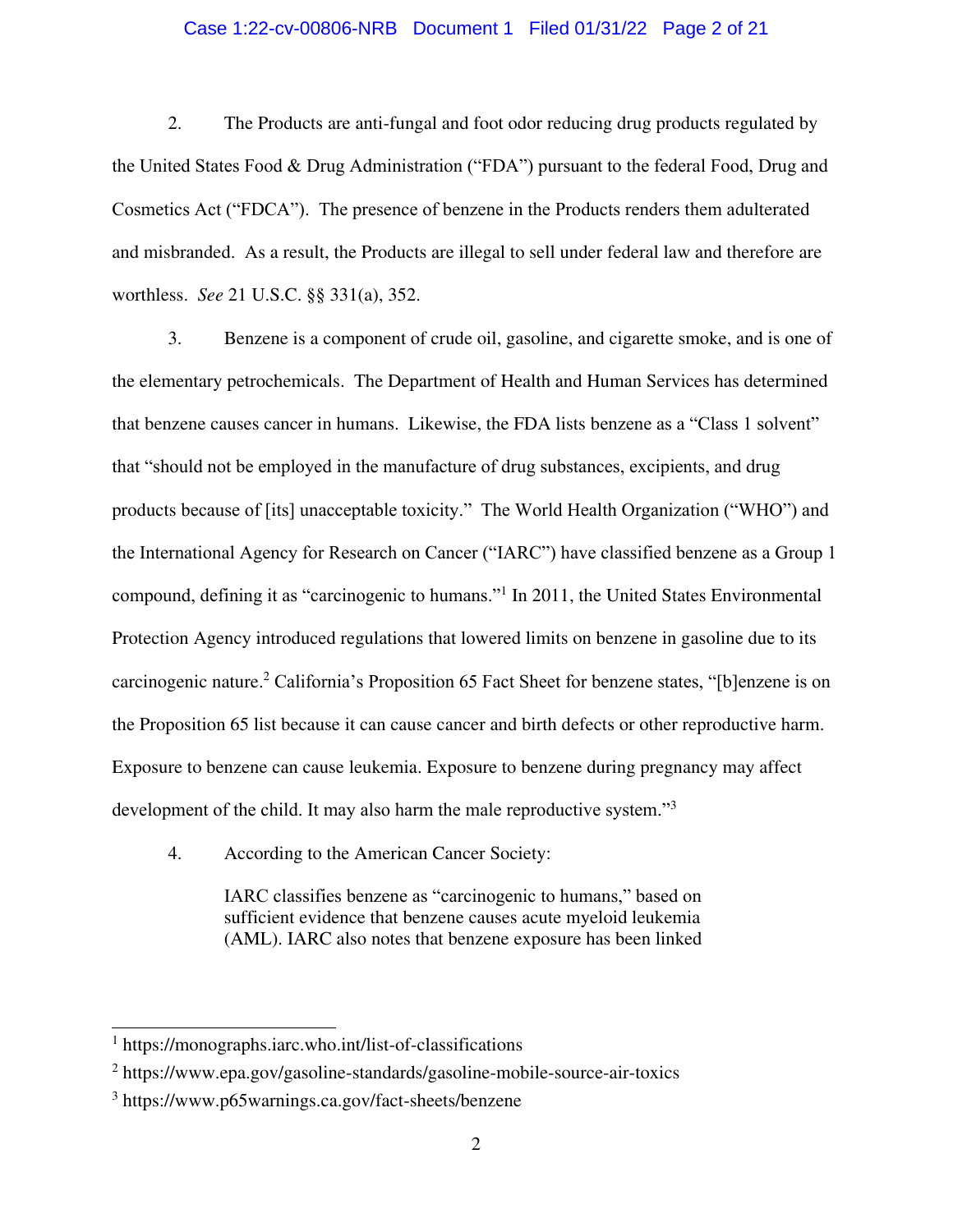2. The Products are anti-fungal and foot odor reducing drug products regulated by the United States Food & Drug Administration ("FDA") pursuant to the federal Food, Drug and Cosmetics Act ("FDCA"). The presence of benzene in the Products renders them adulterated and misbranded. As a result, the Products are illegal to sell under federal law and therefore are worthless. *See* 21 U.S.C. §§ 331(a), 352.

3. Benzene is a component of crude oil, gasoline, and cigarette smoke, and is one of the elementary petrochemicals. The Department of Health and Human Services has determined that benzene causes cancer in humans. Likewise, the FDA lists benzene as a "Class 1 solvent" that "should not be employed in the manufacture of drug substances, excipients, and drug products because of [its] unacceptable toxicity." The World Health Organization ("WHO") and the International Agency for Research on Cancer ("IARC") have classified benzene as a Group 1 compound, defining it as "carcinogenic to humans."[1] In 2011, the United States Environmental Protection Agency introduced regulations that lowered limits on benzene in gasoline due to its carcinogenic nature.[2] California's Proposition 65 Fact Sheet for benzene states, "[b]enzene is on the Proposition 65 list because it can cause cancer and birth defects or other reproductive harm. Exposure to benzene can cause leukemia. Exposure to benzene during pregnancy may affect development of the child. It may also harm the male reproductive system."[3]

4. According to the American Cancer Society:

> IARC classifies benzene as "carcinogenic to humans," based on sufficient evidence that benzene causes acute myeloid leukemia (AML). IARC also notes that benzene exposure has been linked

---

[1] https://monographs.iarc.who.int/list-of-classifications

[2] https://www.epa.gov/gasoline-standards/gasoline-mobile-source-air-toxics

[3] https://www.p65warnings.ca.gov/fact-sheets/benzene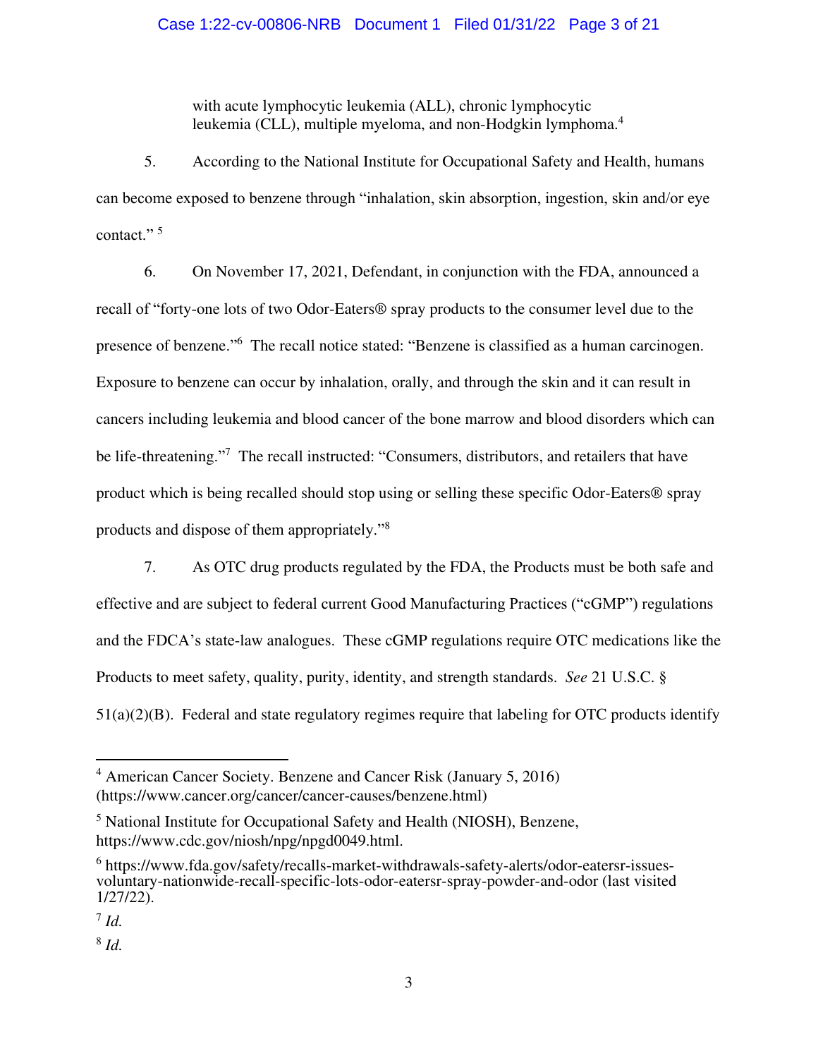with acute lymphocytic leukemia (ALL), chronic lymphocytic leukemia (CLL), multiple myeloma, and non-Hodgkin lymphoma.[4]

5. According to the National Institute for Occupational Safety and Health, humans can become exposed to benzene through "inhalation, skin absorption, ingestion, skin and/or eye contact." [5]

6. On November 17, 2021, Defendant, in conjunction with the FDA, announced a recall of "forty-one lots of two Odor-Eaters® spray products to the consumer level due to the presence of benzene."[6] The recall notice stated: "Benzene is classified as a human carcinogen. Exposure to benzene can occur by inhalation, orally, and through the skin and it can result in cancers including leukemia and blood cancer of the bone marrow and blood disorders which can be life-threatening."[7] The recall instructed: "Consumers, distributors, and retailers that have product which is being recalled should stop using or selling these specific Odor-Eaters® spray products and dispose of them appropriately."[8]

7. As OTC drug products regulated by the FDA, the Products must be both safe and effective and are subject to federal current Good Manufacturing Practices ("cGMP") regulations and the FDCA's state-law analogues. These cGMP regulations require OTC medications like the Products to meet safety, quality, purity, identity, and strength standards. *See* 21 U.S.C. § 51(a)(2)(B). Federal and state regulatory regimes require that labeling for OTC products identify

---

[4] American Cancer Society. Benzene and Cancer Risk (January 5, 2016) (https://www.cancer.org/cancer/cancer-causes/benzene.html)

[5] National Institute for Occupational Safety and Health (NIOSH), Benzene, https://www.cdc.gov/niosh/npg/npgd0049.html.

[6] https://www.fda.gov/safety/recalls-market-withdrawals-safety-alerts/odor-eatersr-issues-voluntary-nationwide-recall-specific-lots-odor-eatersr-spray-powder-and-odor (last visited 1/27/22).

[7] *Id.*

[8] *Id.*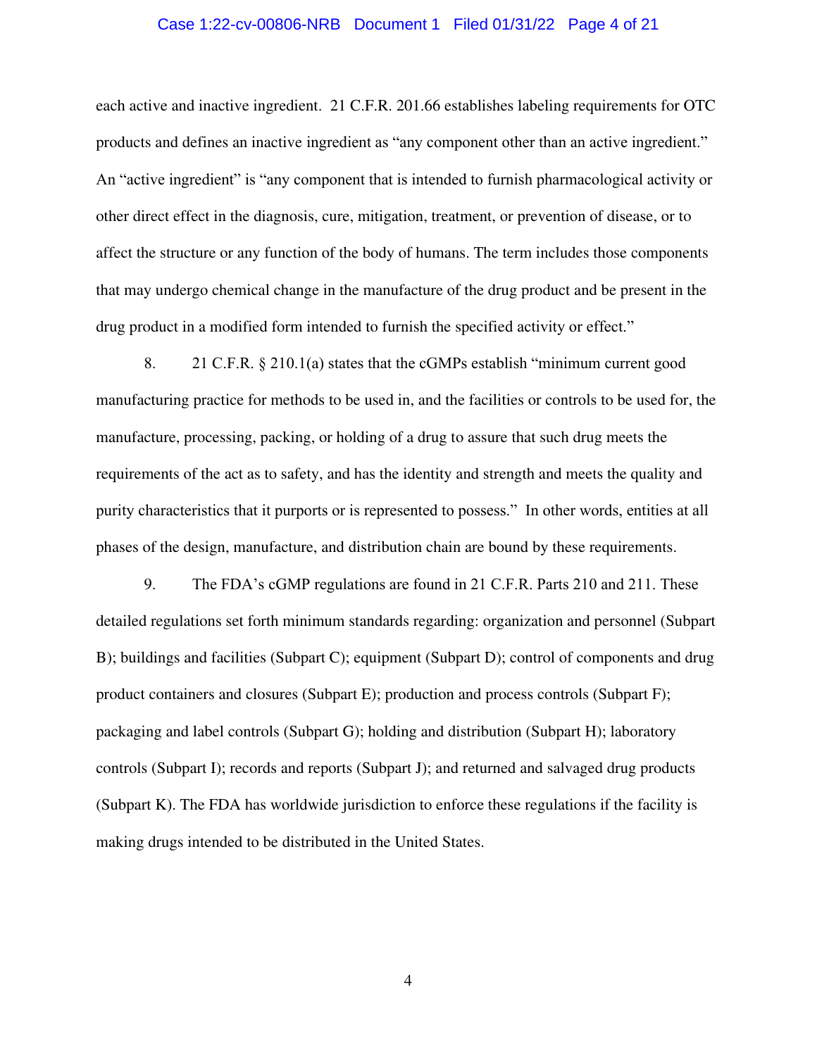each active and inactive ingredient. 21 C.F.R. 201.66 establishes labeling requirements for OTC products and defines an inactive ingredient as "any component other than an active ingredient." An "active ingredient" is "any component that is intended to furnish pharmacological activity or other direct effect in the diagnosis, cure, mitigation, treatment, or prevention of disease, or to affect the structure or any function of the body of humans. The term includes those components that may undergo chemical change in the manufacture of the drug product and be present in the drug product in a modified form intended to furnish the specified activity or effect."

8. 21 C.F.R. § 210.1(a) states that the cGMPs establish "minimum current good manufacturing practice for methods to be used in, and the facilities or controls to be used for, the manufacture, processing, packing, or holding of a drug to assure that such drug meets the requirements of the act as to safety, and has the identity and strength and meets the quality and purity characteristics that it purports or is represented to possess." In other words, entities at all phases of the design, manufacture, and distribution chain are bound by these requirements.

9. The FDA's cGMP regulations are found in 21 C.F.R. Parts 210 and 211. These detailed regulations set forth minimum standards regarding: organization and personnel (Subpart B); buildings and facilities (Subpart C); equipment (Subpart D); control of components and drug product containers and closures (Subpart E); production and process controls (Subpart F); packaging and label controls (Subpart G); holding and distribution (Subpart H); laboratory controls (Subpart I); records and reports (Subpart J); and returned and salvaged drug products (Subpart K). The FDA has worldwide jurisdiction to enforce these regulations if the facility is making drugs intended to be distributed in the United States.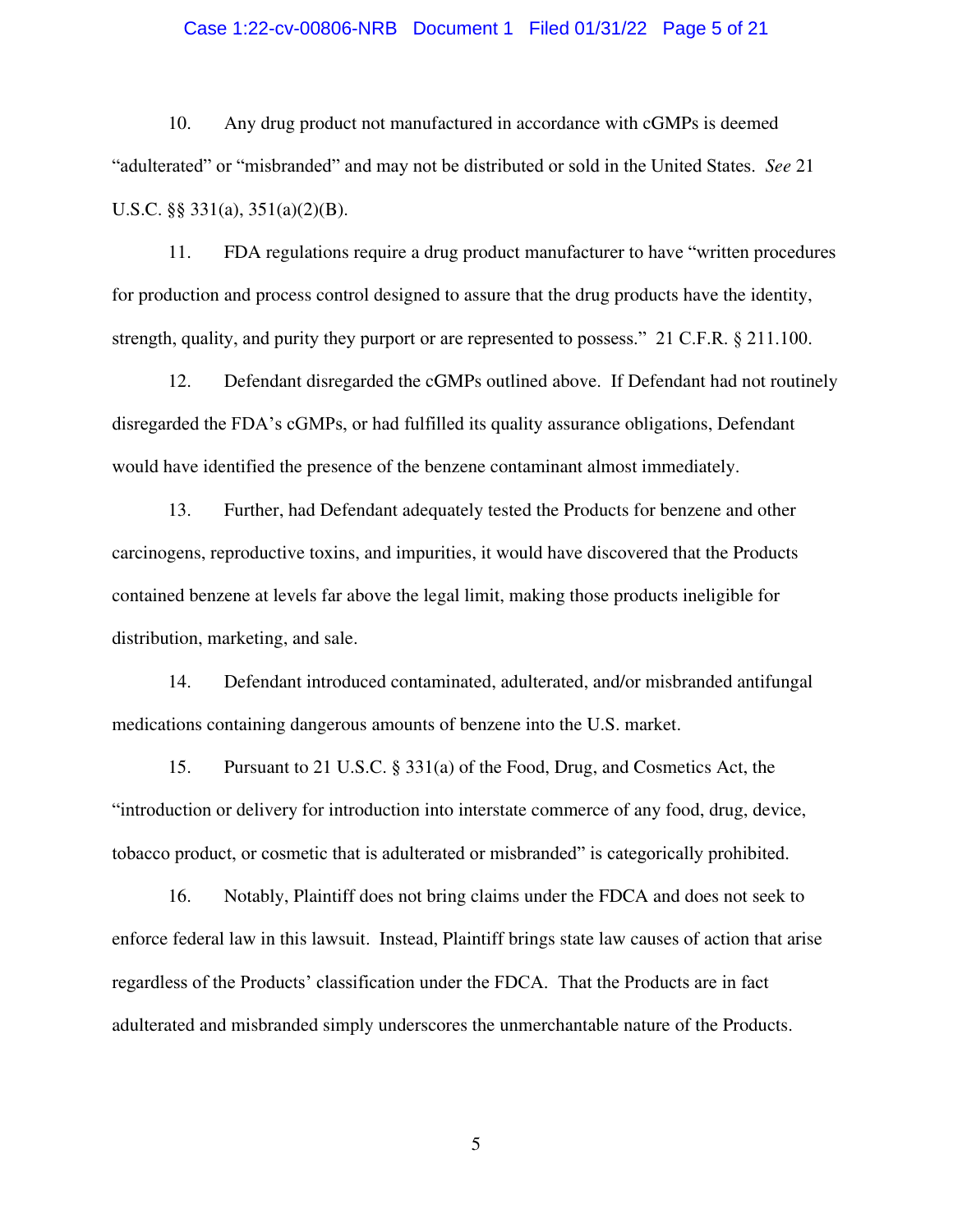10. Any drug product not manufactured in accordance with cGMPs is deemed "adulterated" or "misbranded" and may not be distributed or sold in the United States. *See* 21 U.S.C. §§ 331(a), 351(a)(2)(B).

11. FDA regulations require a drug product manufacturer to have "written procedures for production and process control designed to assure that the drug products have the identity, strength, quality, and purity they purport or are represented to possess." 21 C.F.R. § 211.100.

12. Defendant disregarded the cGMPs outlined above. If Defendant had not routinely disregarded the FDA's cGMPs, or had fulfilled its quality assurance obligations, Defendant would have identified the presence of the benzene contaminant almost immediately.

13. Further, had Defendant adequately tested the Products for benzene and other carcinogens, reproductive toxins, and impurities, it would have discovered that the Products contained benzene at levels far above the legal limit, making those products ineligible for distribution, marketing, and sale.

14. Defendant introduced contaminated, adulterated, and/or misbranded antifungal medications containing dangerous amounts of benzene into the U.S. market.

15. Pursuant to 21 U.S.C. § 331(a) of the Food, Drug, and Cosmetics Act, the "introduction or delivery for introduction into interstate commerce of any food, drug, device, tobacco product, or cosmetic that is adulterated or misbranded" is categorically prohibited.

16. Notably, Plaintiff does not bring claims under the FDCA and does not seek to enforce federal law in this lawsuit. Instead, Plaintiff brings state law causes of action that arise regardless of the Products' classification under the FDCA. That the Products are in fact adulterated and misbranded simply underscores the unmerchantable nature of the Products.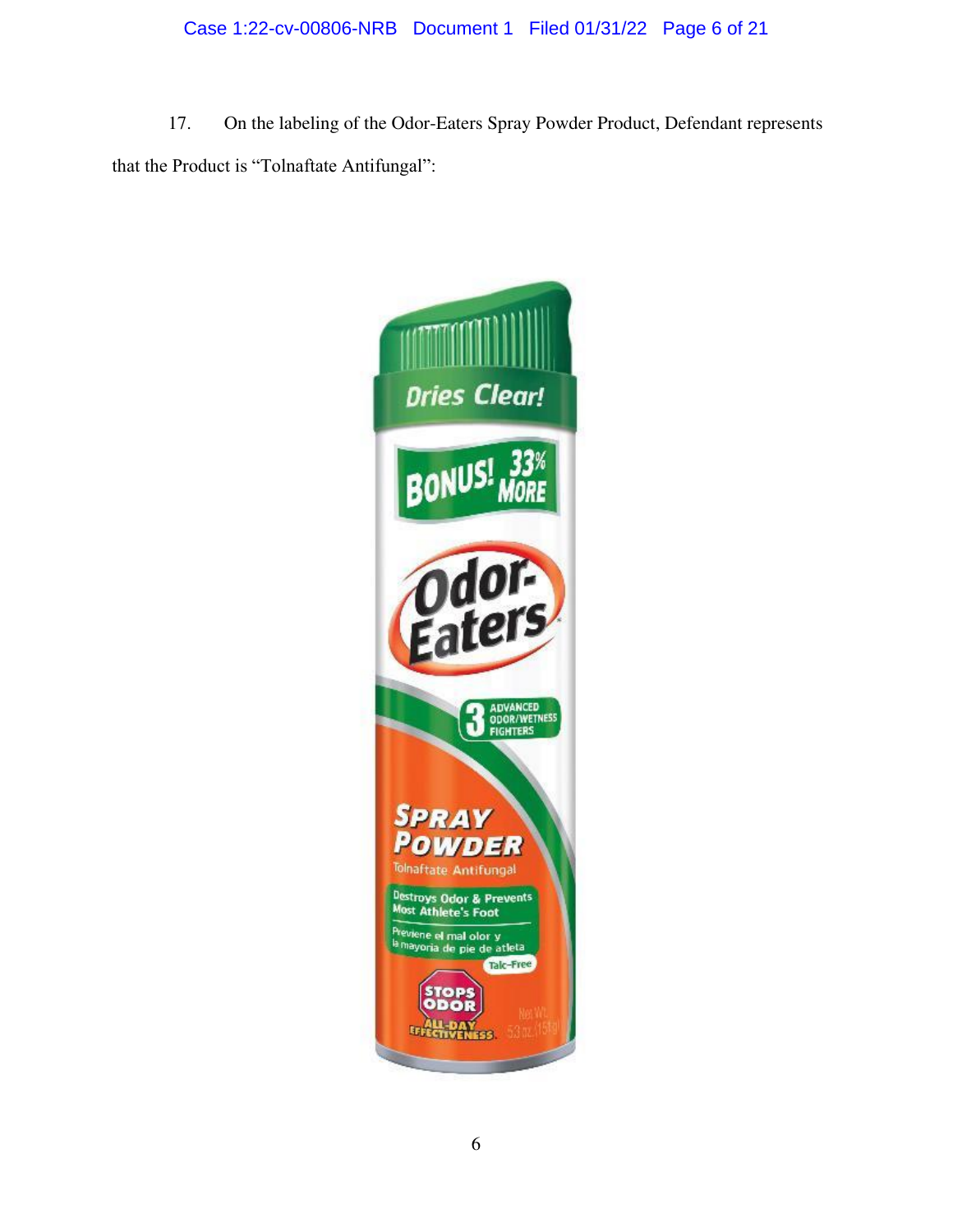17. On the labeling of the Odor-Eaters Spray Powder Product, Defendant represents that the Product is "Tolnaftate Antifungal":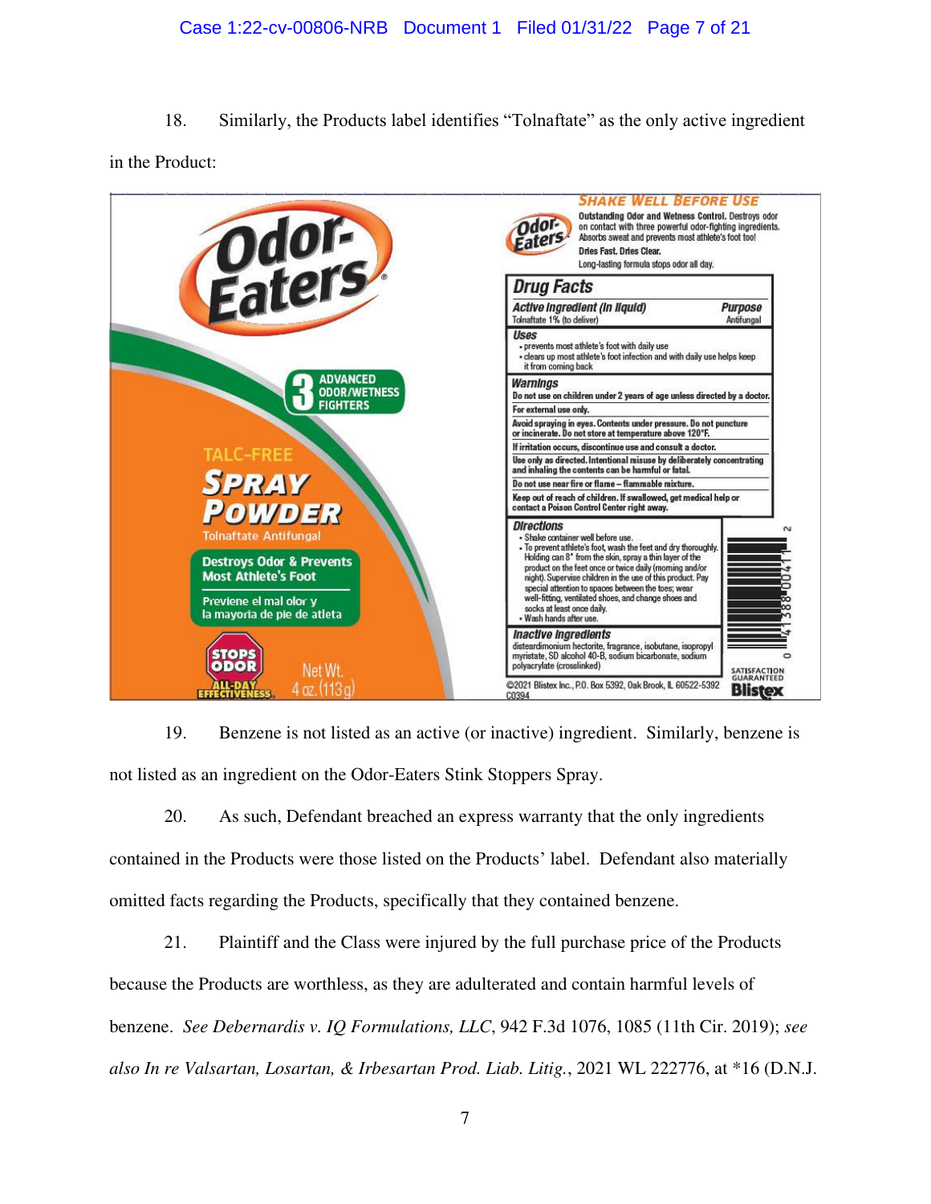18. Similarly, the Products label identifies "Tolnaftate" as the only active ingredient in the Product:

**Odor-Eaters®**

3 ADVANCED ODOR/WETNESS FIGHTERS

TALC-FREE

**SPRAY POWDER**

Tolnaftate Antifungal

Destroys Odor & Prevents Most Athlete's Foot

Previene el mal olor y la mayoria de pie de atleta

STOPS ODOR ALL-DAY EFFECTIVENESS

Net Wt. 4 oz. (113 g)

SHAKE WELL BEFORE USE

**Outstanding Odor and Wetness Control.** Destroys odor on contact with three powerful odor-fighting ingredients. Absorbs sweat and prevents most athlete's foot too!

**Dries Fast. Dries Clear.**

Long-lasting formula stops odor all day.

**Drug Facts**

| Active Ingredient (in liquid) | Purpose |
|---|---|
| Tolnaftate 1% (to deliver) | Antifungal |

**Uses**
- prevents most athlete's foot with daily use
- clears up most athlete's foot infection and with daily use helps keep it from coming back

**Warnings**

Do not use on children under 2 years of age unless directed by a doctor.

For external use only.

Avoid spraying in eyes. Contents under pressure. Do not puncture or incinerate. Do not store at temperature above 120°F.

If irritation occurs, discontinue use and consult a doctor.

Use only as directed. Intentional misuse by deliberately concentrating and inhaling the contents can be harmful or fatal.

Do not use near fire or flame – flammable mixture.

Keep out of reach of children. If swallowed, get medical help or contact a Poison Control Center right away.

**Directions**
- Shake container well before use.
- To prevent athlete's foot, wash the feet and dry thoroughly. Holding can 8" from the skin, spray a thin layer of the product on the feet once or twice daily (morning and/or night). Supervise children in the use of this product. Pay special attention to spaces between the toes; wear well-fitting, ventilated shoes, and change shoes and socks at least once daily.
- Wash hands after use.

**Inactive Ingredients**

disteardimonium hectorite, fragrance, isobutane, isopropyl myristate, SD alcohol 40-B, sodium bicarbonate, sodium polyacrylate (crosslinked)

©2021 Blistex Inc., P.O. Box 5392, Oak Brook, IL 60522-5392 C0394

SATISFACTION GUARANTEED Blistex

19. Benzene is not listed as an active (or inactive) ingredient. Similarly, benzene is not listed as an ingredient on the Odor-Eaters Stink Stoppers Spray.

20. As such, Defendant breached an express warranty that the only ingredients contained in the Products were those listed on the Products' label. Defendant also materially omitted facts regarding the Products, specifically that they contained benzene.

21. Plaintiff and the Class were injured by the full purchase price of the Products because the Products are worthless, as they are adulterated and contain harmful levels of benzene. *See Debernardis v. IQ Formulations, LLC*, 942 F.3d 1076, 1085 (11th Cir. 2019); *see also In re Valsartan, Losartan, & Irbesartan Prod. Liab. Litig.*, 2021 WL 222776, at *16 (D.N.J.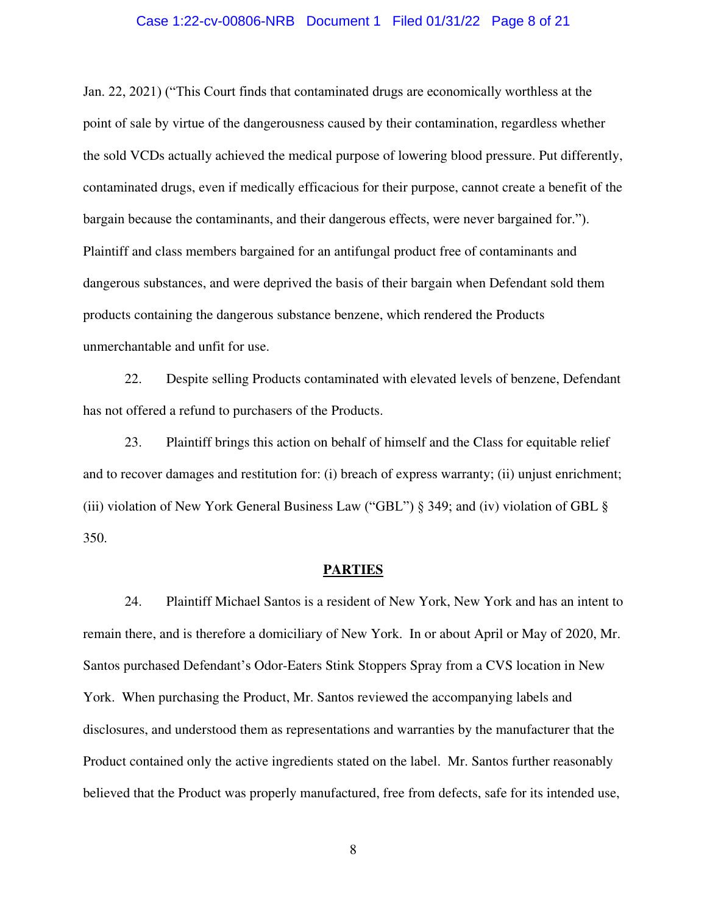Jan. 22, 2021) ("This Court finds that contaminated drugs are economically worthless at the point of sale by virtue of the dangerousness caused by their contamination, regardless whether the sold VCDs actually achieved the medical purpose of lowering blood pressure. Put differently, contaminated drugs, even if medically efficacious for their purpose, cannot create a benefit of the bargain because the contaminants, and their dangerous effects, were never bargained for."). Plaintiff and class members bargained for an antifungal product free of contaminants and dangerous substances, and were deprived the basis of their bargain when Defendant sold them products containing the dangerous substance benzene, which rendered the Products unmerchantable and unfit for use.

22. Despite selling Products contaminated with elevated levels of benzene, Defendant has not offered a refund to purchasers of the Products.

23. Plaintiff brings this action on behalf of himself and the Class for equitable relief and to recover damages and restitution for: (i) breach of express warranty; (ii) unjust enrichment; (iii) violation of New York General Business Law ("GBL") § 349; and (iv) violation of GBL § 350.

## PARTIES

24. Plaintiff Michael Santos is a resident of New York, New York and has an intent to remain there, and is therefore a domiciliary of New York. In or about April or May of 2020, Mr. Santos purchased Defendant's Odor-Eaters Stink Stoppers Spray from a CVS location in New York. When purchasing the Product, Mr. Santos reviewed the accompanying labels and disclosures, and understood them as representations and warranties by the manufacturer that the Product contained only the active ingredients stated on the label. Mr. Santos further reasonably believed that the Product was properly manufactured, free from defects, safe for its intended use,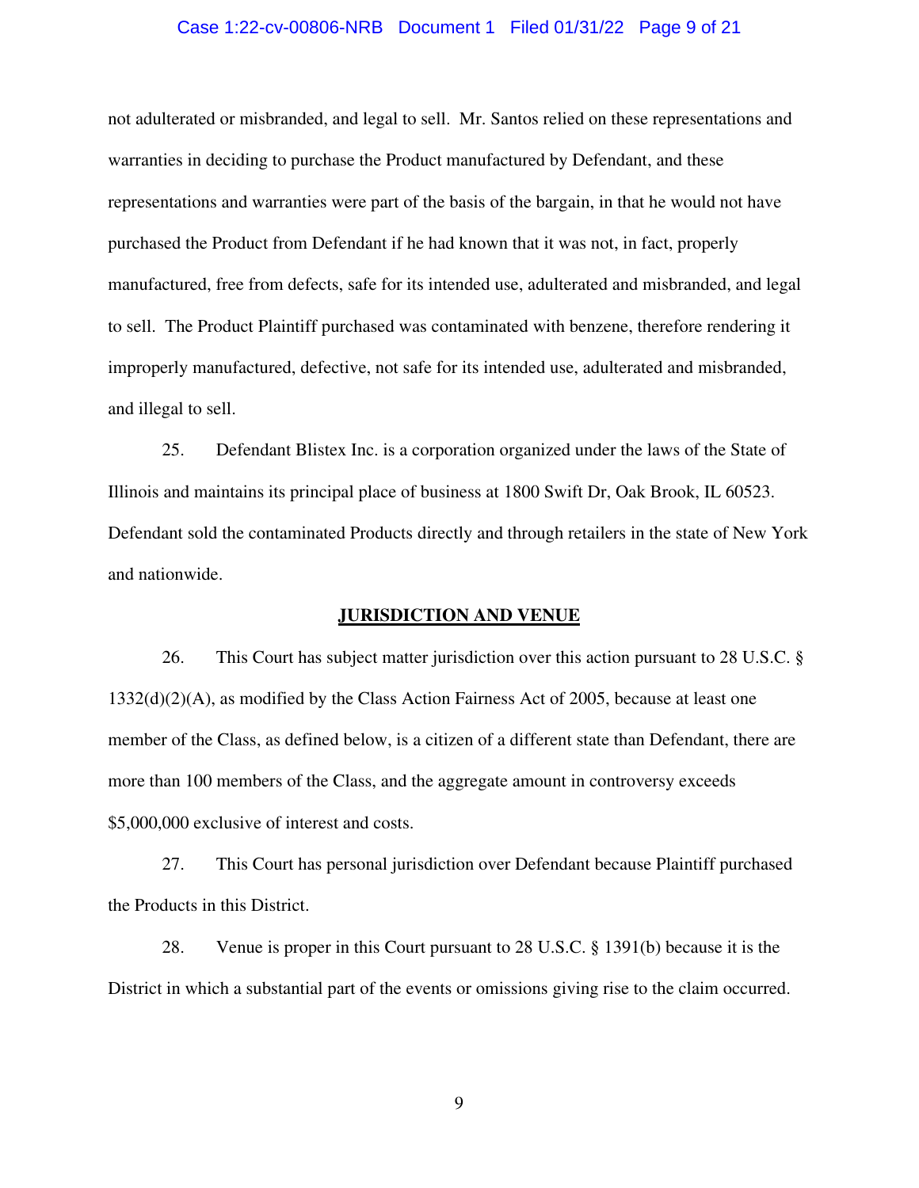not adulterated or misbranded, and legal to sell. Mr. Santos relied on these representations and warranties in deciding to purchase the Product manufactured by Defendant, and these representations and warranties were part of the basis of the bargain, in that he would not have purchased the Product from Defendant if he had known that it was not, in fact, properly manufactured, free from defects, safe for its intended use, adulterated and misbranded, and legal to sell. The Product Plaintiff purchased was contaminated with benzene, therefore rendering it improperly manufactured, defective, not safe for its intended use, adulterated and misbranded, and illegal to sell.

25. Defendant Blistex Inc. is a corporation organized under the laws of the State of Illinois and maintains its principal place of business at 1800 Swift Dr, Oak Brook, IL 60523. Defendant sold the contaminated Products directly and through retailers in the state of New York and nationwide.

## JURISDICTION AND VENUE

26. This Court has subject matter jurisdiction over this action pursuant to 28 U.S.C. § 1332(d)(2)(A), as modified by the Class Action Fairness Act of 2005, because at least one member of the Class, as defined below, is a citizen of a different state than Defendant, there are more than 100 members of the Class, and the aggregate amount in controversy exceeds $5,000,000 exclusive of interest and costs.

27. This Court has personal jurisdiction over Defendant because Plaintiff purchased the Products in this District.

28. Venue is proper in this Court pursuant to 28 U.S.C. § 1391(b) because it is the District in which a substantial part of the events or omissions giving rise to the claim occurred.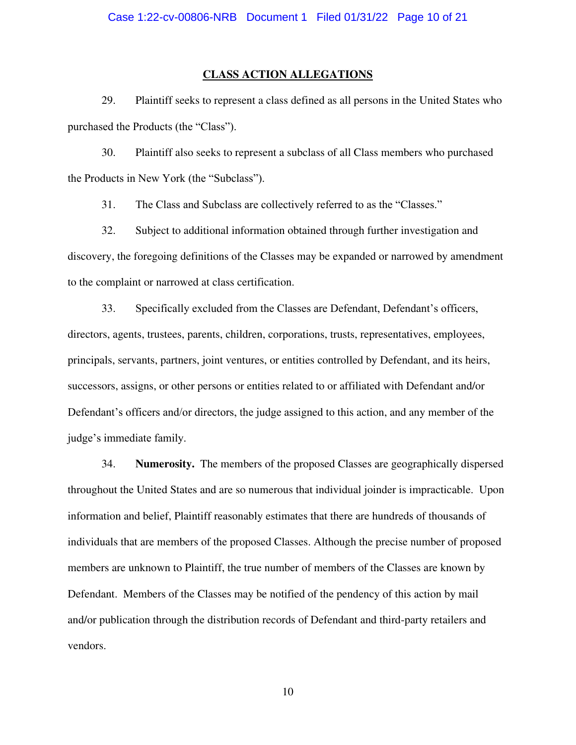## CLASS ACTION ALLEGATIONS

29. Plaintiff seeks to represent a class defined as all persons in the United States who purchased the Products (the "Class").

30. Plaintiff also seeks to represent a subclass of all Class members who purchased the Products in New York (the "Subclass").

31. The Class and Subclass are collectively referred to as the "Classes."

32. Subject to additional information obtained through further investigation and discovery, the foregoing definitions of the Classes may be expanded or narrowed by amendment to the complaint or narrowed at class certification.

33. Specifically excluded from the Classes are Defendant, Defendant's officers, directors, agents, trustees, parents, children, corporations, trusts, representatives, employees, principals, servants, partners, joint ventures, or entities controlled by Defendant, and its heirs, successors, assigns, or other persons or entities related to or affiliated with Defendant and/or Defendant's officers and/or directors, the judge assigned to this action, and any member of the judge's immediate family.

34. **Numerosity.** The members of the proposed Classes are geographically dispersed throughout the United States and are so numerous that individual joinder is impracticable. Upon information and belief, Plaintiff reasonably estimates that there are hundreds of thousands of individuals that are members of the proposed Classes. Although the precise number of proposed members are unknown to Plaintiff, the true number of members of the Classes are known by Defendant. Members of the Classes may be notified of the pendency of this action by mail and/or publication through the distribution records of Defendant and third-party retailers and vendors.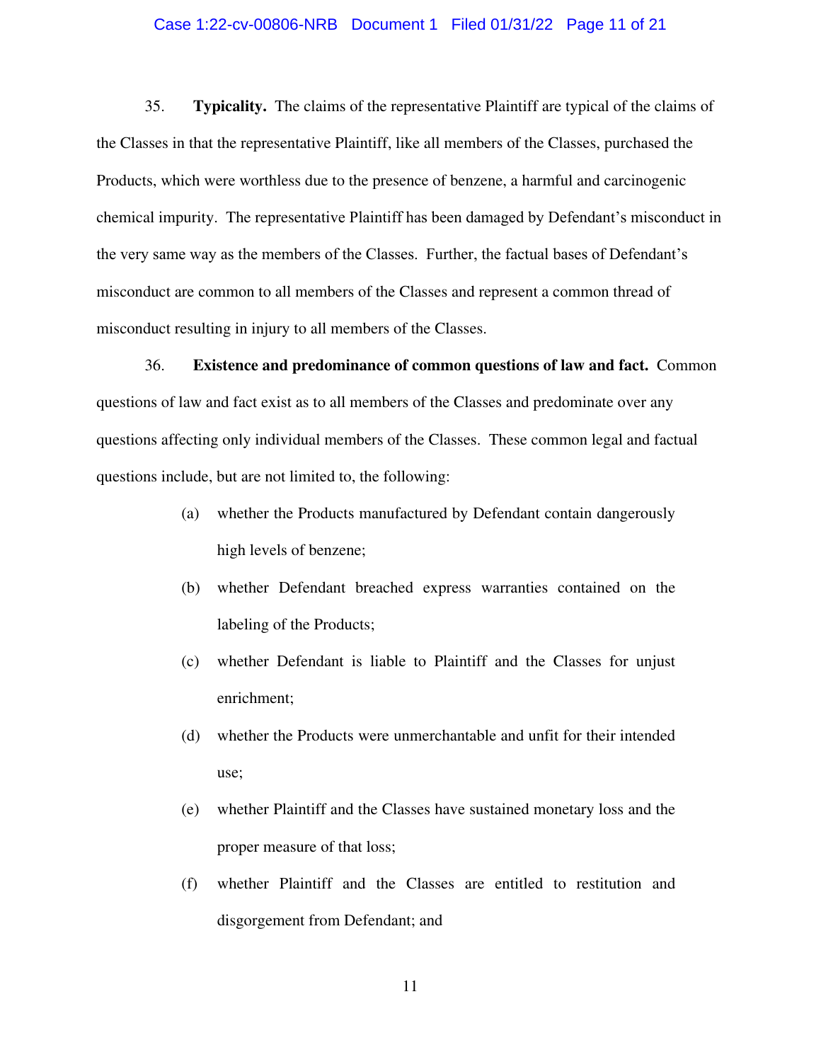35. **Typicality.** The claims of the representative Plaintiff are typical of the claims of the Classes in that the representative Plaintiff, like all members of the Classes, purchased the Products, which were worthless due to the presence of benzene, a harmful and carcinogenic chemical impurity. The representative Plaintiff has been damaged by Defendant's misconduct in the very same way as the members of the Classes. Further, the factual bases of Defendant's misconduct are common to all members of the Classes and represent a common thread of misconduct resulting in injury to all members of the Classes.

36. **Existence and predominance of common questions of law and fact.** Common questions of law and fact exist as to all members of the Classes and predominate over any questions affecting only individual members of the Classes. These common legal and factual questions include, but are not limited to, the following:

(a) whether the Products manufactured by Defendant contain dangerously high levels of benzene;

(b) whether Defendant breached express warranties contained on the labeling of the Products;

(c) whether Defendant is liable to Plaintiff and the Classes for unjust enrichment;

(d) whether the Products were unmerchantable and unfit for their intended use;

(e) whether Plaintiff and the Classes have sustained monetary loss and the proper measure of that loss;

(f) whether Plaintiff and the Classes are entitled to restitution and disgorgement from Defendant; and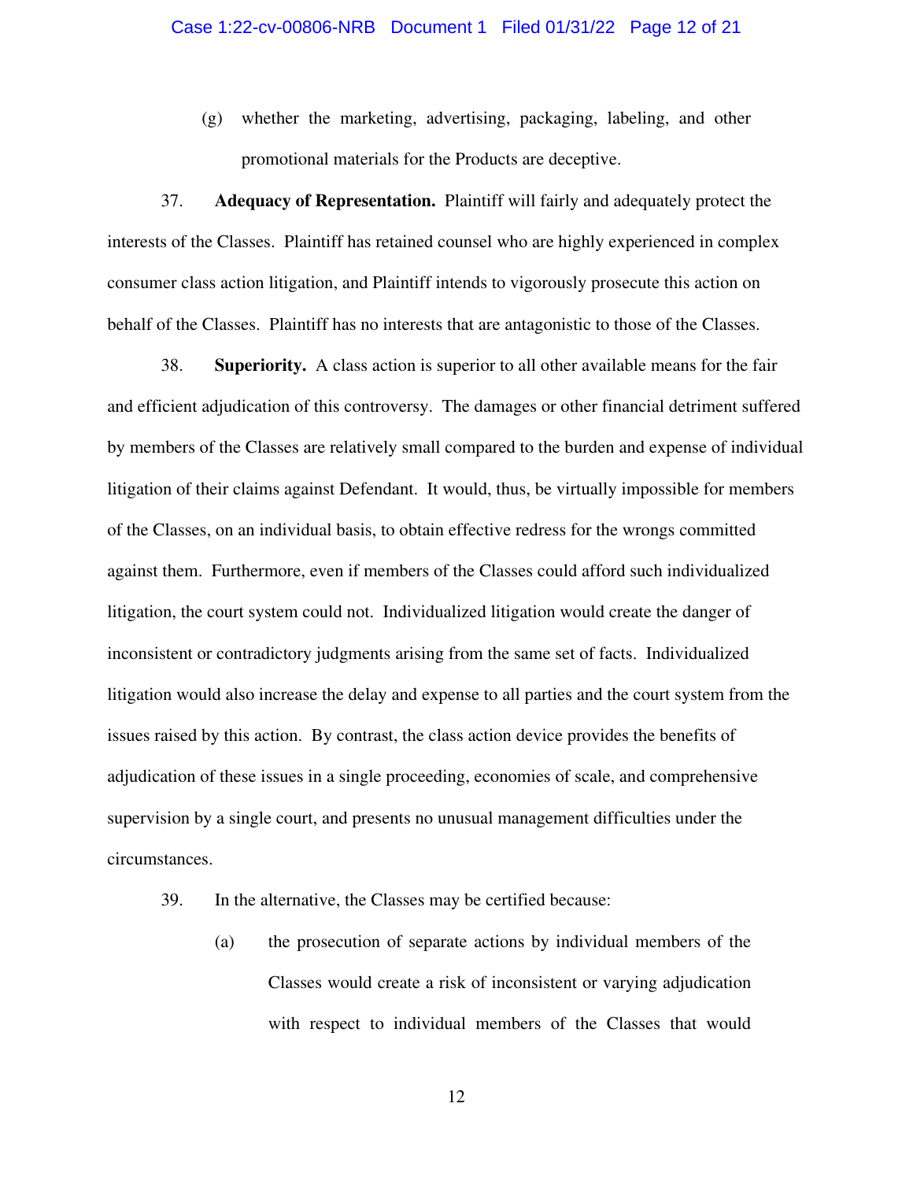(g) whether the marketing, advertising, packaging, labeling, and other promotional materials for the Products are deceptive.

37. **Adequacy of Representation.** Plaintiff will fairly and adequately protect the interests of the Classes. Plaintiff has retained counsel who are highly experienced in complex consumer class action litigation, and Plaintiff intends to vigorously prosecute this action on behalf of the Classes. Plaintiff has no interests that are antagonistic to those of the Classes.

38. **Superiority.** A class action is superior to all other available means for the fair and efficient adjudication of this controversy. The damages or other financial detriment suffered by members of the Classes are relatively small compared to the burden and expense of individual litigation of their claims against Defendant. It would, thus, be virtually impossible for members of the Classes, on an individual basis, to obtain effective redress for the wrongs committed against them. Furthermore, even if members of the Classes could afford such individualized litigation, the court system could not. Individualized litigation would create the danger of inconsistent or contradictory judgments arising from the same set of facts. Individualized litigation would also increase the delay and expense to all parties and the court system from the issues raised by this action. By contrast, the class action device provides the benefits of adjudication of these issues in a single proceeding, economies of scale, and comprehensive supervision by a single court, and presents no unusual management difficulties under the circumstances.

39. In the alternative, the Classes may be certified because:

(a) the prosecution of separate actions by individual members of the Classes would create a risk of inconsistent or varying adjudication with respect to individual members of the Classes that would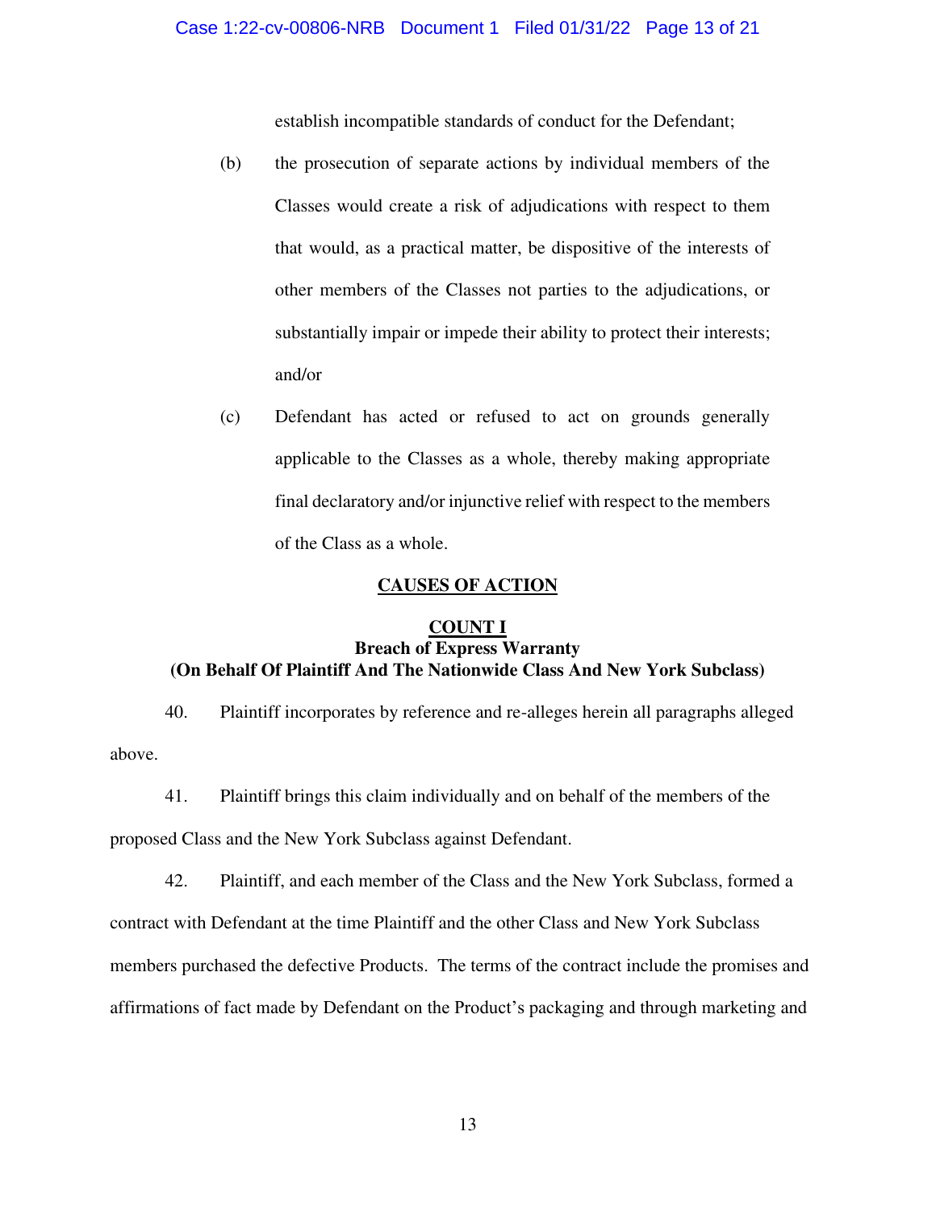establish incompatible standards of conduct for the Defendant;

(b) the prosecution of separate actions by individual members of the Classes would create a risk of adjudications with respect to them that would, as a practical matter, be dispositive of the interests of other members of the Classes not parties to the adjudications, or substantially impair or impede their ability to protect their interests; and/or

(c) Defendant has acted or refused to act on grounds generally applicable to the Classes as a whole, thereby making appropriate final declaratory and/or injunctive relief with respect to the members of the Class as a whole.

## CAUSES OF ACTION

### COUNT I
**Breach of Express Warranty**
**(On Behalf Of Plaintiff And The Nationwide Class And New York Subclass)**

40. Plaintiff incorporates by reference and re-alleges herein all paragraphs alleged above.

41. Plaintiff brings this claim individually and on behalf of the members of the proposed Class and the New York Subclass against Defendant.

42. Plaintiff, and each member of the Class and the New York Subclass, formed a contract with Defendant at the time Plaintiff and the other Class and New York Subclass members purchased the defective Products. The terms of the contract include the promises and affirmations of fact made by Defendant on the Product's packaging and through marketing and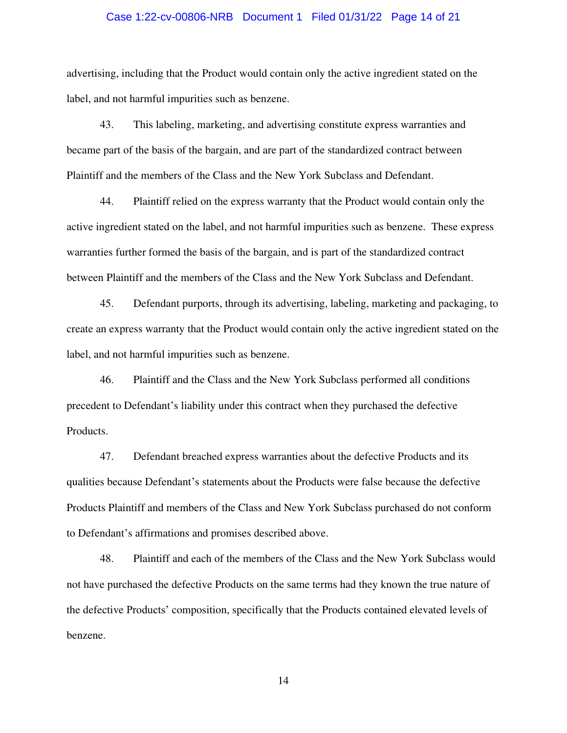advertising, including that the Product would contain only the active ingredient stated on the label, and not harmful impurities such as benzene.

43. This labeling, marketing, and advertising constitute express warranties and became part of the basis of the bargain, and are part of the standardized contract between Plaintiff and the members of the Class and the New York Subclass and Defendant.

44. Plaintiff relied on the express warranty that the Product would contain only the active ingredient stated on the label, and not harmful impurities such as benzene. These express warranties further formed the basis of the bargain, and is part of the standardized contract between Plaintiff and the members of the Class and the New York Subclass and Defendant.

45. Defendant purports, through its advertising, labeling, marketing and packaging, to create an express warranty that the Product would contain only the active ingredient stated on the label, and not harmful impurities such as benzene.

46. Plaintiff and the Class and the New York Subclass performed all conditions precedent to Defendant's liability under this contract when they purchased the defective Products.

47. Defendant breached express warranties about the defective Products and its qualities because Defendant's statements about the Products were false because the defective Products Plaintiff and members of the Class and New York Subclass purchased do not conform to Defendant's affirmations and promises described above.

48. Plaintiff and each of the members of the Class and the New York Subclass would not have purchased the defective Products on the same terms had they known the true nature of the defective Products' composition, specifically that the Products contained elevated levels of benzene.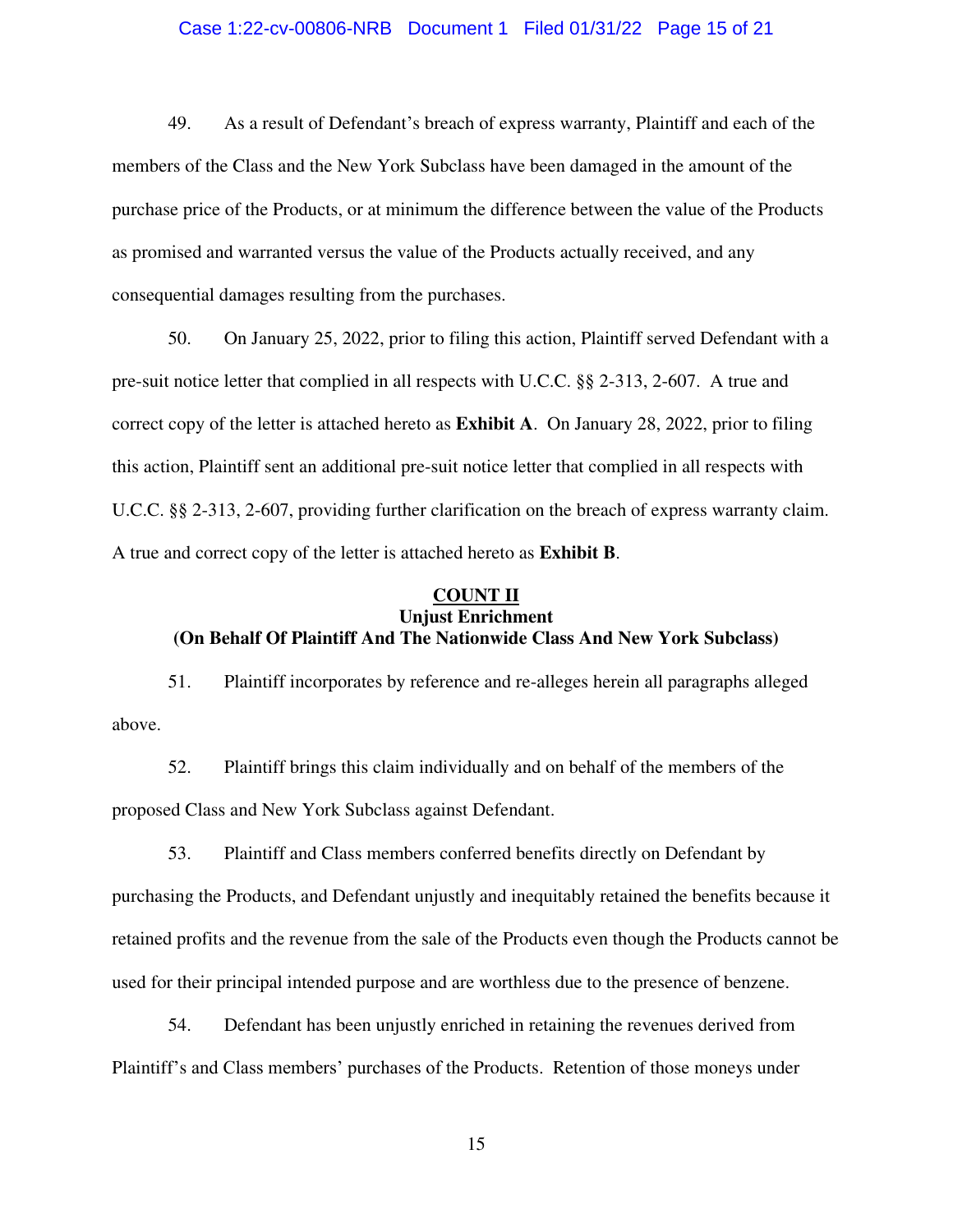49. As a result of Defendant's breach of express warranty, Plaintiff and each of the members of the Class and the New York Subclass have been damaged in the amount of the purchase price of the Products, or at minimum the difference between the value of the Products as promised and warranted versus the value of the Products actually received, and any consequential damages resulting from the purchases.

50. On January 25, 2022, prior to filing this action, Plaintiff served Defendant with a pre-suit notice letter that complied in all respects with U.C.C. §§ 2-313, 2-607. A true and correct copy of the letter is attached hereto as **Exhibit A**. On January 28, 2022, prior to filing this action, Plaintiff sent an additional pre-suit notice letter that complied in all respects with U.C.C. §§ 2-313, 2-607, providing further clarification on the breach of express warranty claim. A true and correct copy of the letter is attached hereto as **Exhibit B**.

## COUNT II
### Unjust Enrichment
### (On Behalf Of Plaintiff And The Nationwide Class And New York Subclass)

51. Plaintiff incorporates by reference and re-alleges herein all paragraphs alleged above.

52. Plaintiff brings this claim individually and on behalf of the members of the proposed Class and New York Subclass against Defendant.

53. Plaintiff and Class members conferred benefits directly on Defendant by purchasing the Products, and Defendant unjustly and inequitably retained the benefits because it retained profits and the revenue from the sale of the Products even though the Products cannot be used for their principal intended purpose and are worthless due to the presence of benzene.

54. Defendant has been unjustly enriched in retaining the revenues derived from Plaintiff's and Class members' purchases of the Products. Retention of those moneys under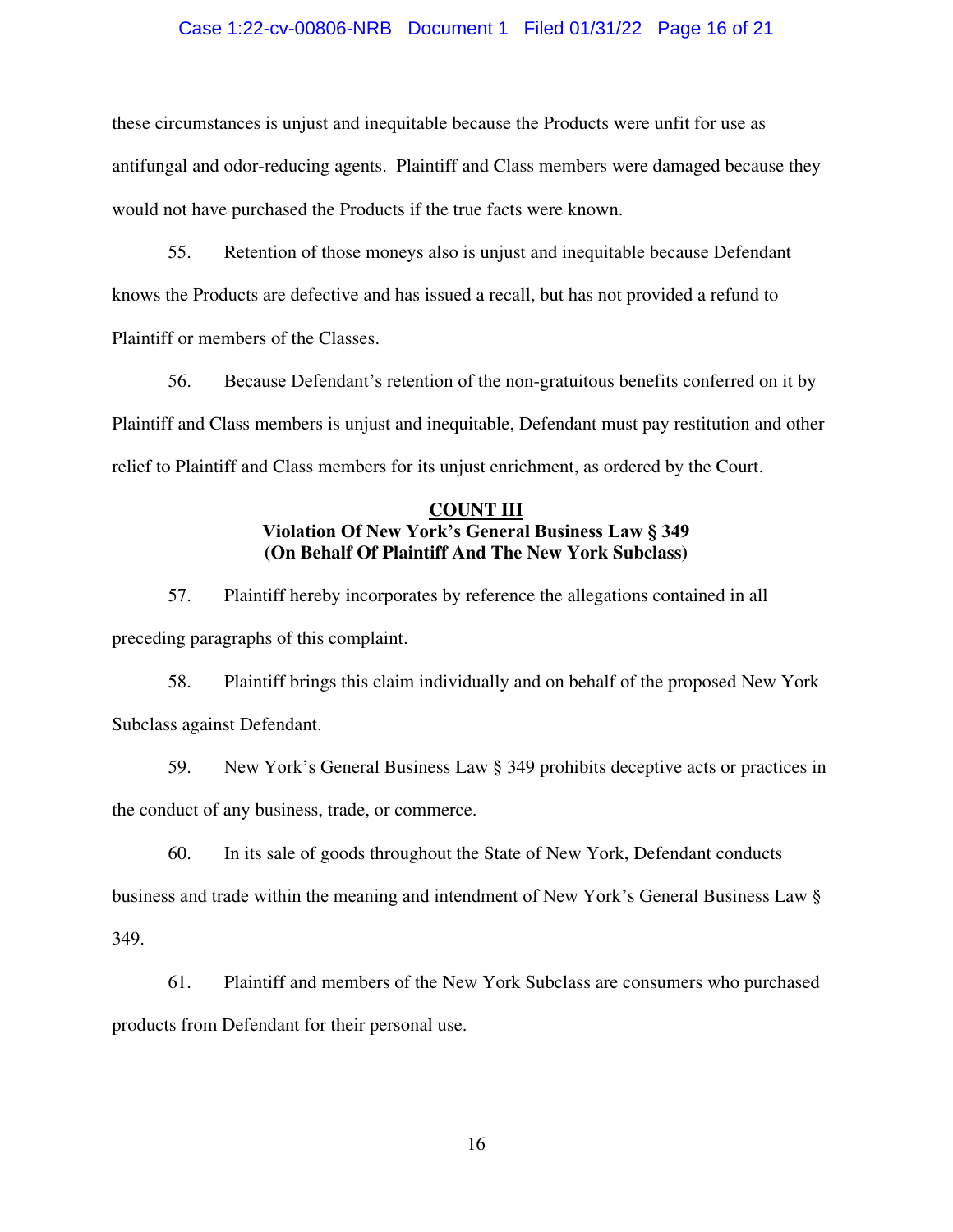these circumstances is unjust and inequitable because the Products were unfit for use as antifungal and odor-reducing agents. Plaintiff and Class members were damaged because they would not have purchased the Products if the true facts were known.

55. Retention of those moneys also is unjust and inequitable because Defendant knows the Products are defective and has issued a recall, but has not provided a refund to Plaintiff or members of the Classes.

56. Because Defendant's retention of the non-gratuitous benefits conferred on it by Plaintiff and Class members is unjust and inequitable, Defendant must pay restitution and other relief to Plaintiff and Class members for its unjust enrichment, as ordered by the Court.

## COUNT III
### Violation Of New York's General Business Law § 349
### (On Behalf Of Plaintiff And The New York Subclass)

57. Plaintiff hereby incorporates by reference the allegations contained in all preceding paragraphs of this complaint.

58. Plaintiff brings this claim individually and on behalf of the proposed New York Subclass against Defendant.

59. New York's General Business Law § 349 prohibits deceptive acts or practices in the conduct of any business, trade, or commerce.

60. In its sale of goods throughout the State of New York, Defendant conducts business and trade within the meaning and intendment of New York's General Business Law § 349.

61. Plaintiff and members of the New York Subclass are consumers who purchased products from Defendant for their personal use.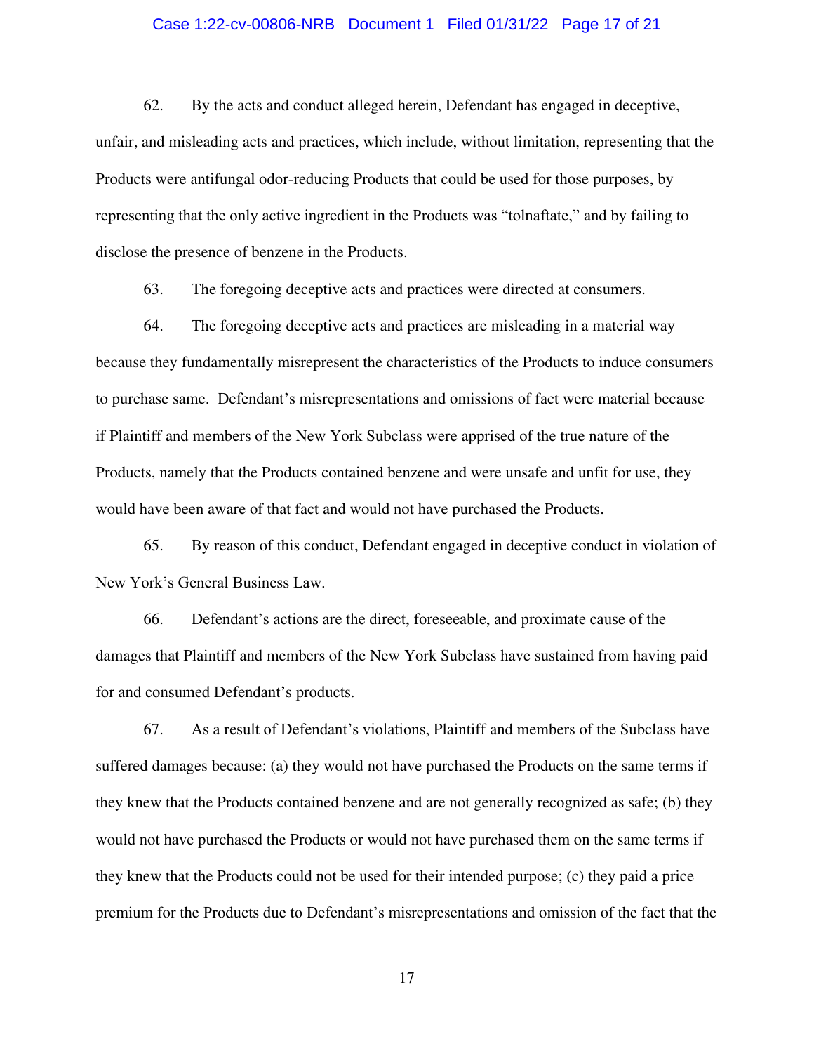62. By the acts and conduct alleged herein, Defendant has engaged in deceptive, unfair, and misleading acts and practices, which include, without limitation, representing that the Products were antifungal odor-reducing Products that could be used for those purposes, by representing that the only active ingredient in the Products was "tolnaftate," and by failing to disclose the presence of benzene in the Products.

63. The foregoing deceptive acts and practices were directed at consumers.

64. The foregoing deceptive acts and practices are misleading in a material way because they fundamentally misrepresent the characteristics of the Products to induce consumers to purchase same. Defendant's misrepresentations and omissions of fact were material because if Plaintiff and members of the New York Subclass were apprised of the true nature of the Products, namely that the Products contained benzene and were unsafe and unfit for use, they would have been aware of that fact and would not have purchased the Products.

65. By reason of this conduct, Defendant engaged in deceptive conduct in violation of New York's General Business Law.

66. Defendant's actions are the direct, foreseeable, and proximate cause of the damages that Plaintiff and members of the New York Subclass have sustained from having paid for and consumed Defendant's products.

67. As a result of Defendant's violations, Plaintiff and members of the Subclass have suffered damages because: (a) they would not have purchased the Products on the same terms if they knew that the Products contained benzene and are not generally recognized as safe; (b) they would not have purchased the Products or would not have purchased them on the same terms if they knew that the Products could not be used for their intended purpose; (c) they paid a price premium for the Products due to Defendant's misrepresentations and omission of the fact that the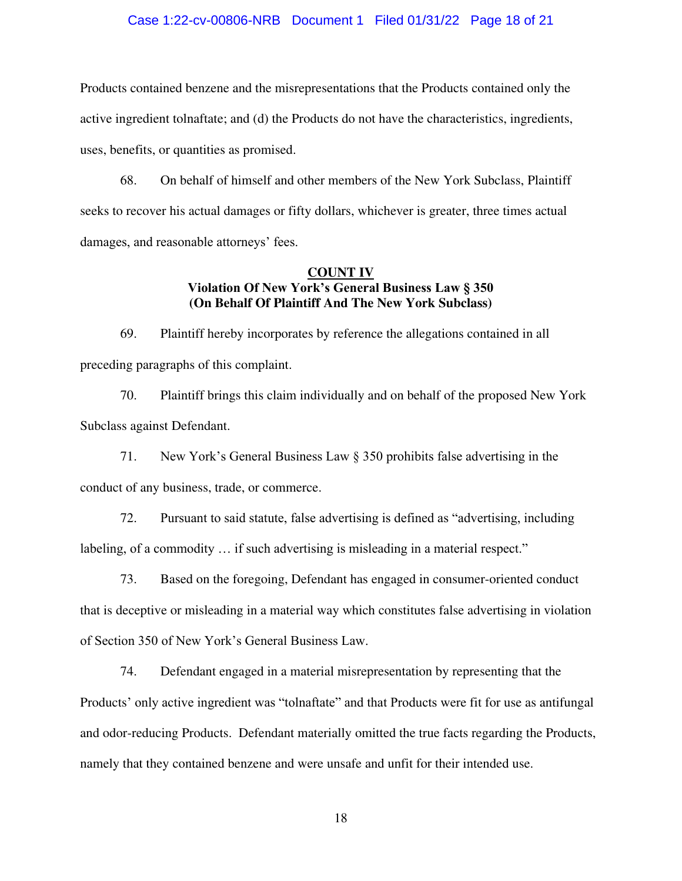Products contained benzene and the misrepresentations that the Products contained only the active ingredient tolnaftate; and (d) the Products do not have the characteristics, ingredients, uses, benefits, or quantities as promised.

68. On behalf of himself and other members of the New York Subclass, Plaintiff seeks to recover his actual damages or fifty dollars, whichever is greater, three times actual damages, and reasonable attorneys' fees.

**COUNT IV**
**Violation Of New York's General Business Law § 350**
**(On Behalf Of Plaintiff And The New York Subclass)**

69. Plaintiff hereby incorporates by reference the allegations contained in all preceding paragraphs of this complaint.

70. Plaintiff brings this claim individually and on behalf of the proposed New York Subclass against Defendant.

71. New York's General Business Law § 350 prohibits false advertising in the conduct of any business, trade, or commerce.

72. Pursuant to said statute, false advertising is defined as "advertising, including labeling, of a commodity … if such advertising is misleading in a material respect."

73. Based on the foregoing, Defendant has engaged in consumer-oriented conduct that is deceptive or misleading in a material way which constitutes false advertising in violation of Section 350 of New York's General Business Law.

74. Defendant engaged in a material misrepresentation by representing that the Products' only active ingredient was "tolnaftate" and that Products were fit for use as antifungal and odor-reducing Products. Defendant materially omitted the true facts regarding the Products, namely that they contained benzene and were unsafe and unfit for their intended use.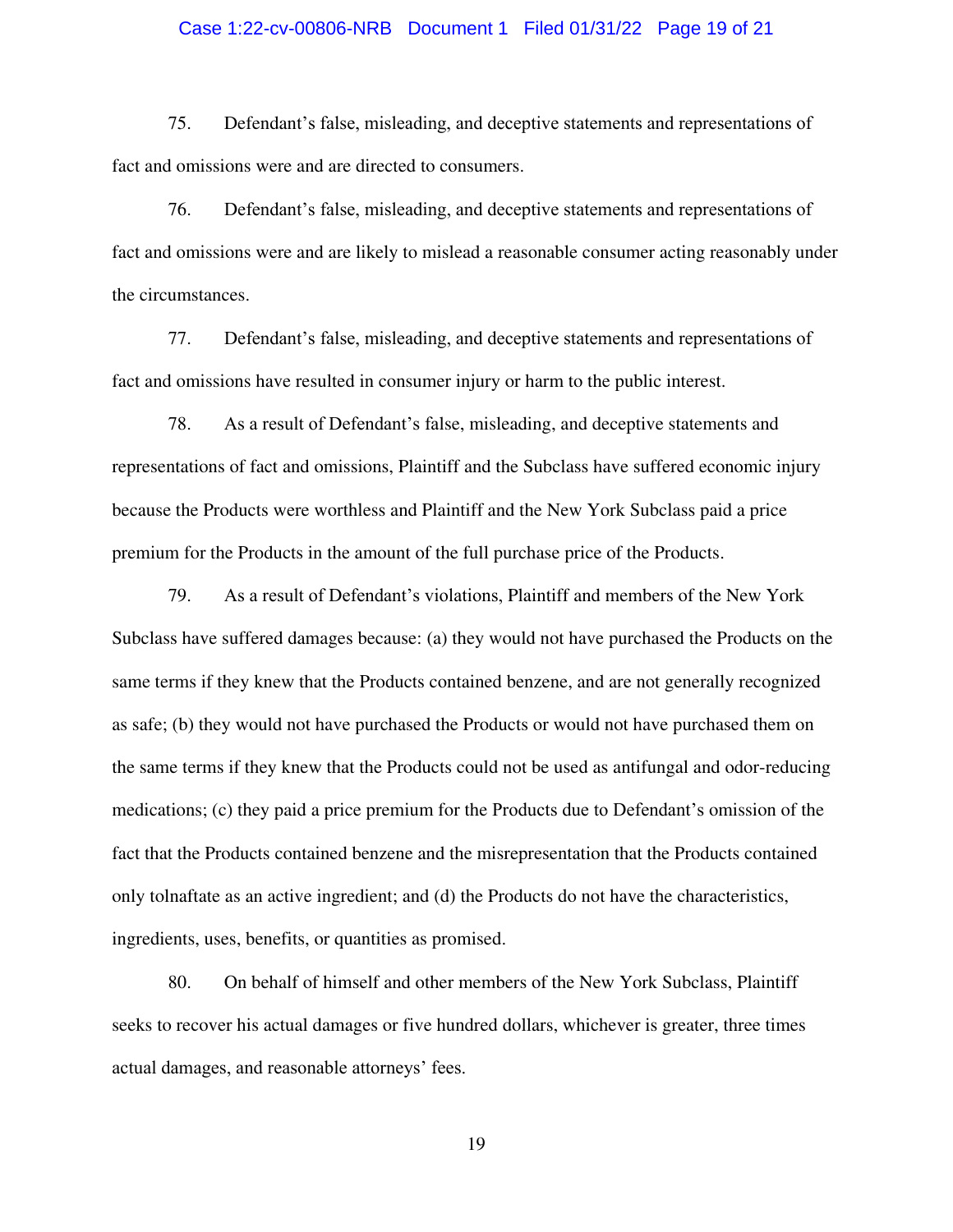75. Defendant's false, misleading, and deceptive statements and representations of fact and omissions were and are directed to consumers.

76. Defendant's false, misleading, and deceptive statements and representations of fact and omissions were and are likely to mislead a reasonable consumer acting reasonably under the circumstances.

77. Defendant's false, misleading, and deceptive statements and representations of fact and omissions have resulted in consumer injury or harm to the public interest.

78. As a result of Defendant's false, misleading, and deceptive statements and representations of fact and omissions, Plaintiff and the Subclass have suffered economic injury because the Products were worthless and Plaintiff and the New York Subclass paid a price premium for the Products in the amount of the full purchase price of the Products.

79. As a result of Defendant's violations, Plaintiff and members of the New York Subclass have suffered damages because: (a) they would not have purchased the Products on the same terms if they knew that the Products contained benzene, and are not generally recognized as safe; (b) they would not have purchased the Products or would not have purchased them on the same terms if they knew that the Products could not be used as antifungal and odor-reducing medications; (c) they paid a price premium for the Products due to Defendant's omission of the fact that the Products contained benzene and the misrepresentation that the Products contained only tolnaftate as an active ingredient; and (d) the Products do not have the characteristics, ingredients, uses, benefits, or quantities as promised.

80. On behalf of himself and other members of the New York Subclass, Plaintiff seeks to recover his actual damages or five hundred dollars, whichever is greater, three times actual damages, and reasonable attorneys' fees.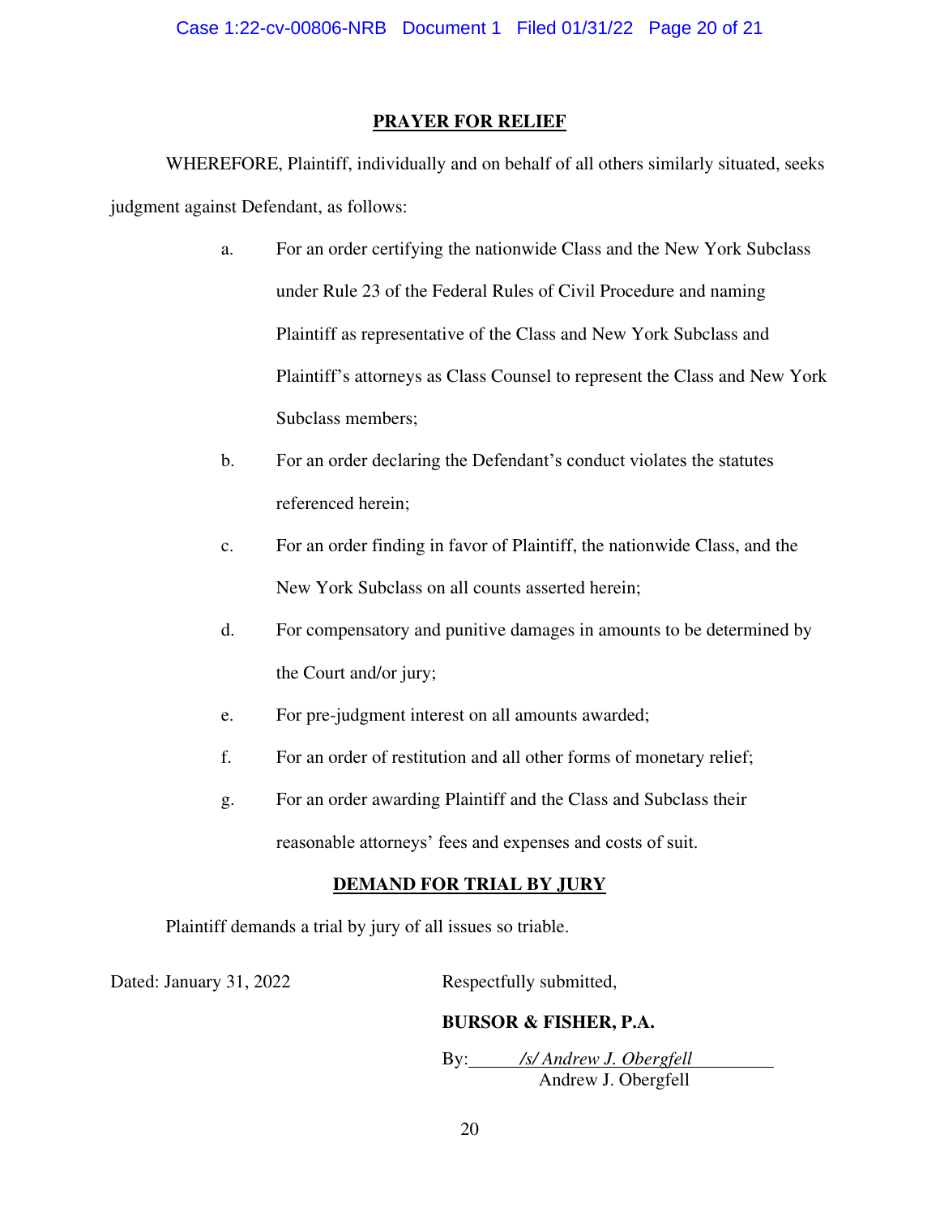## PRAYER FOR RELIEF

WHEREFORE, Plaintiff, individually and on behalf of all others similarly situated, seeks judgment against Defendant, as follows:

a. For an order certifying the nationwide Class and the New York Subclass under Rule 23 of the Federal Rules of Civil Procedure and naming Plaintiff as representative of the Class and New York Subclass and Plaintiff's attorneys as Class Counsel to represent the Class and New York Subclass members;

b. For an order declaring the Defendant's conduct violates the statutes referenced herein;

c. For an order finding in favor of Plaintiff, the nationwide Class, and the New York Subclass on all counts asserted herein;

d. For compensatory and punitive damages in amounts to be determined by the Court and/or jury;

e. For pre-judgment interest on all amounts awarded;

f. For an order of restitution and all other forms of monetary relief;

g. For an order awarding Plaintiff and the Class and Subclass their reasonable attorneys' fees and expenses and costs of suit.

## DEMAND FOR TRIAL BY JURY

Plaintiff demands a trial by jury of all issues so triable.

Dated: January 31, 2022

Respectfully submitted,

**BURSOR & FISHER, P.A.**

By: */s/ Andrew J. Obergfell*
Andrew J. Obergfell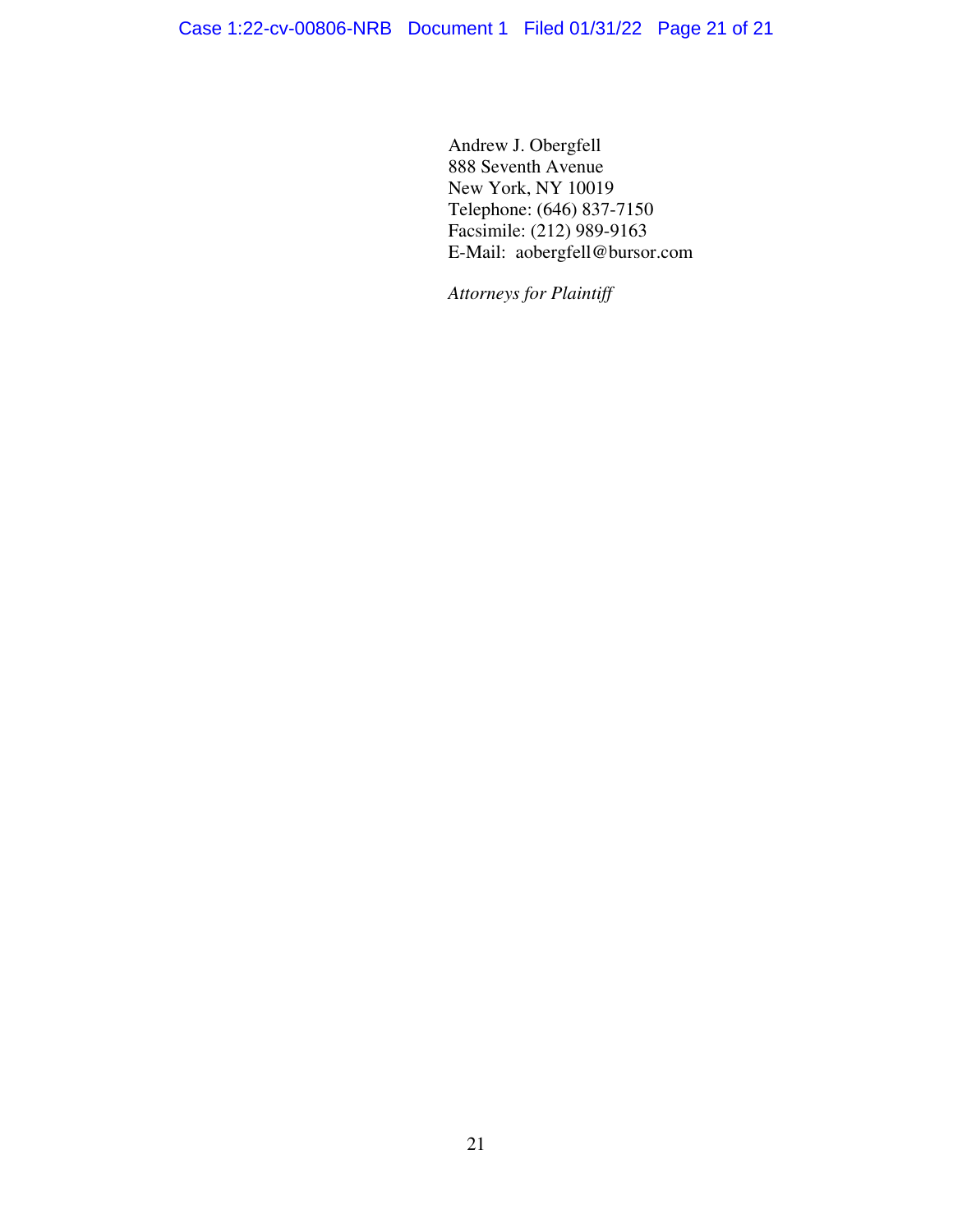Andrew J. Obergfell  
888 Seventh Avenue  
New York, NY 10019  
Telephone: (646) 837-7150  
Facsimile: (212) 989-9163  
E-Mail: aobergfell@bursor.com

*Attorneys for Plaintiff*